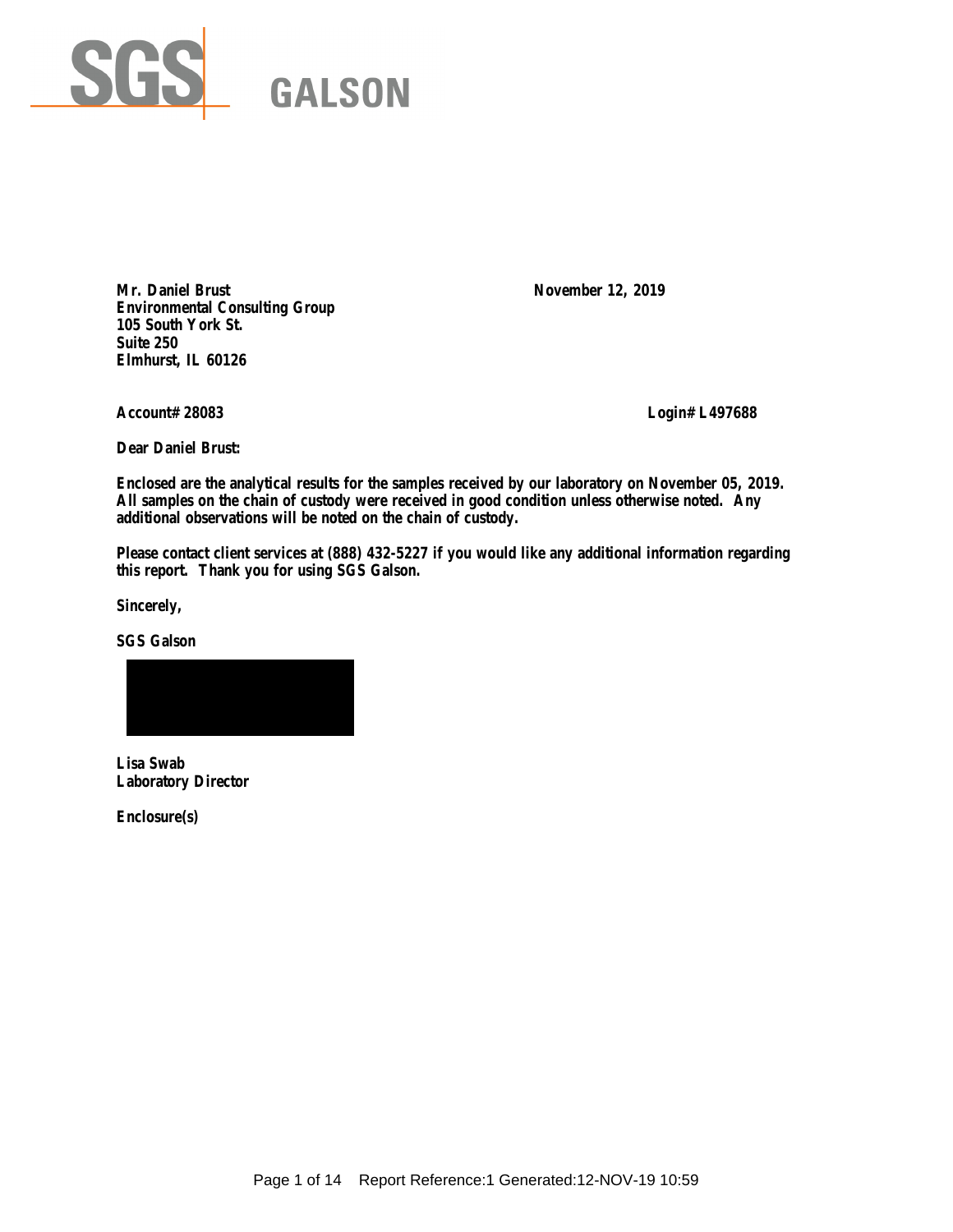SGS GALSON

**Mr. Daniel Brust**
**Environmental Consulting Group**
**105 South York St.**
**Suite 250**
**Elmhurst, IL 60126**

**November 12, 2019**

**Account# 28083**

**Login# L497688**

**Dear Daniel Brust:**

**Enclosed are the analytical results for the samples received by our laboratory on November 05, 2019. All samples on the chain of custody were received in good condition unless otherwise noted. Any additional observations will be noted on the chain of custody.**

**Please contact client services at (888) 432-5227 if you would like any additional information regarding this report. Thank you for using SGS Galson.**

**Sincerely,**

**SGS Galson**

**Lisa Swab**
**Laboratory Director**

**Enclosure(s)**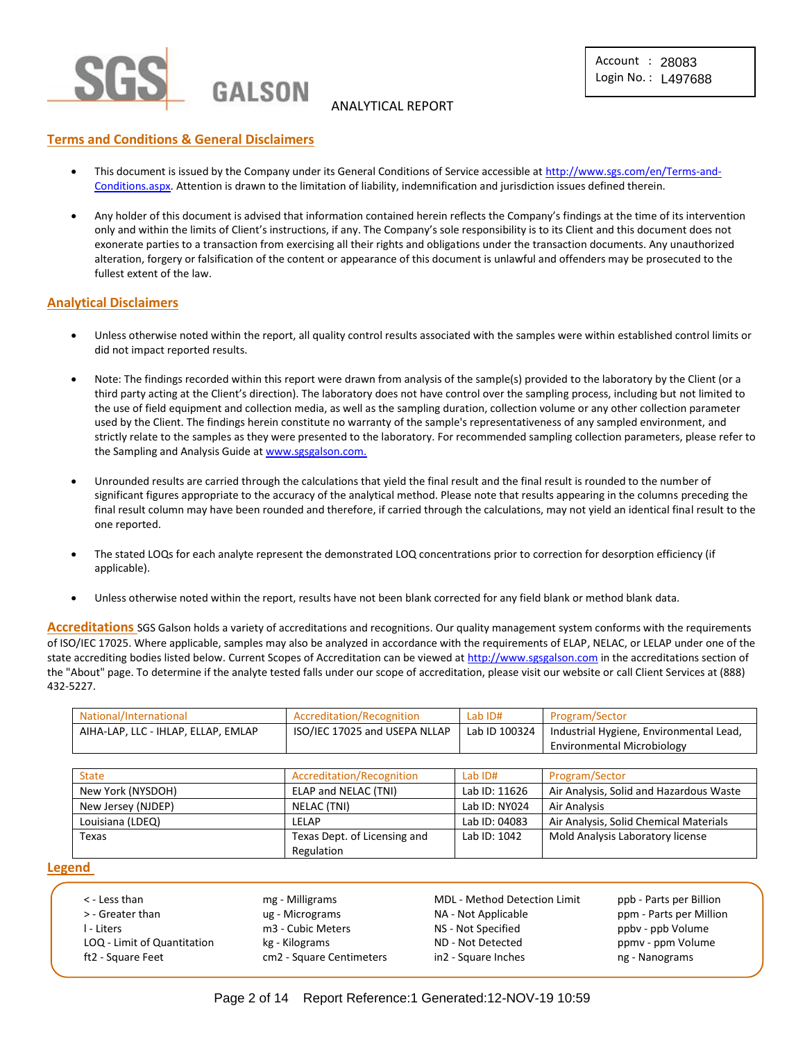Account : 28083
Login No. : L497688

ANALYTICAL REPORT

## Terms and Conditions & General Disclaimers

- This document is issued by the Company under its General Conditions of Service accessible at http://www.sgs.com/en/Terms-and-Conditions.aspx. Attention is drawn to the limitation of liability, indemnification and jurisdiction issues defined therein.
- Any holder of this document is advised that information contained herein reflects the Company's findings at the time of its intervention only and within the limits of Client's instructions, if any. The Company's sole responsibility is to its Client and this document does not exonerate parties to a transaction from exercising all their rights and obligations under the transaction documents. Any unauthorized alteration, forgery or falsification of the content or appearance of this document is unlawful and offenders may be prosecuted to the fullest extent of the law.

## Analytical Disclaimers

- Unless otherwise noted within the report, all quality control results associated with the samples were within established control limits or did not impact reported results.
- Note: The findings recorded within this report were drawn from analysis of the sample(s) provided to the laboratory by the Client (or a third party acting at the Client's direction). The laboratory does not have control over the sampling process, including but not limited to the use of field equipment and collection media, as well as the sampling duration, collection volume or any other collection parameter used by the Client. The findings herein constitute no warranty of the sample's representativeness of any sampled environment, and strictly relate to the samples as they were presented to the laboratory. For recommended sampling collection parameters, please refer to the Sampling and Analysis Guide at www.sgsgalson.com.
- Unrounded results are carried through the calculations that yield the final result and the final result is rounded to the number of significant figures appropriate to the accuracy of the analytical method. Please note that results appearing in the columns preceding the final result column may have been rounded and therefore, if carried through the calculations, may not yield an identical final result to the one reported.
- The stated LOQs for each analyte represent the demonstrated LOQ concentrations prior to correction for desorption efficiency (if applicable).
- Unless otherwise noted within the report, results have not been blank corrected for any field blank or method blank data.

**Accreditations** SGS Galson holds a variety of accreditations and recognitions. Our quality management system conforms with the requirements of ISO/IEC 17025. Where applicable, samples may also be analyzed in accordance with the requirements of ELAP, NELAC, or LELAP under one of the state accrediting bodies listed below. Current Scopes of Accreditation can be viewed at http://www.sgsgalson.com in the accreditations section of the "About" page. To determine if the analyte tested falls under our scope of accreditation, please visit our website or call Client Services at (888) 432-5227.

| National/International | Accreditation/Recognition | Lab ID# | Program/Sector |
|---|---|---|---|
| AIHA-LAP, LLC - IHLAP, ELLAP, EMLAP | ISO/IEC 17025 and USEPA NLLAP | Lab ID 100324 | Industrial Hygiene, Environmental Lead, Environmental Microbiology |

| State | Accreditation/Recognition | Lab ID# | Program/Sector |
|---|---|---|---|
| New York (NYSDOH) | ELAP and NELAC (TNI) | Lab ID: 11626 | Air Analysis, Solid and Hazardous Waste |
| New Jersey (NJDEP) | NELAC (TNI) | Lab ID: NY024 | Air Analysis |
| Louisiana (LDEQ) | LELAP | Lab ID: 04083 | Air Analysis, Solid Chemical Materials |
| Texas | Texas Dept. of Licensing and Regulation | Lab ID: 1042 | Mold Analysis Laboratory license |

## Legend

| | | | |
|---|---|---|---|
| < - Less than | mg - Milligrams | MDL - Method Detection Limit | ppb - Parts per Billion |
| > - Greater than | ug - Micrograms | NA - Not Applicable | ppm - Parts per Million |
| l - Liters | m3 - Cubic Meters | NS - Not Specified | ppbv - ppb Volume |
| LOQ - Limit of Quantitation | kg - Kilograms | ND - Not Detected | ppmv - ppm Volume |
| ft2 - Square Feet | cm2 - Square Centimeters | in2 - Square Inches | ng - Nanograms |

Report Reference:1 Generated:12-NOV-19 10:59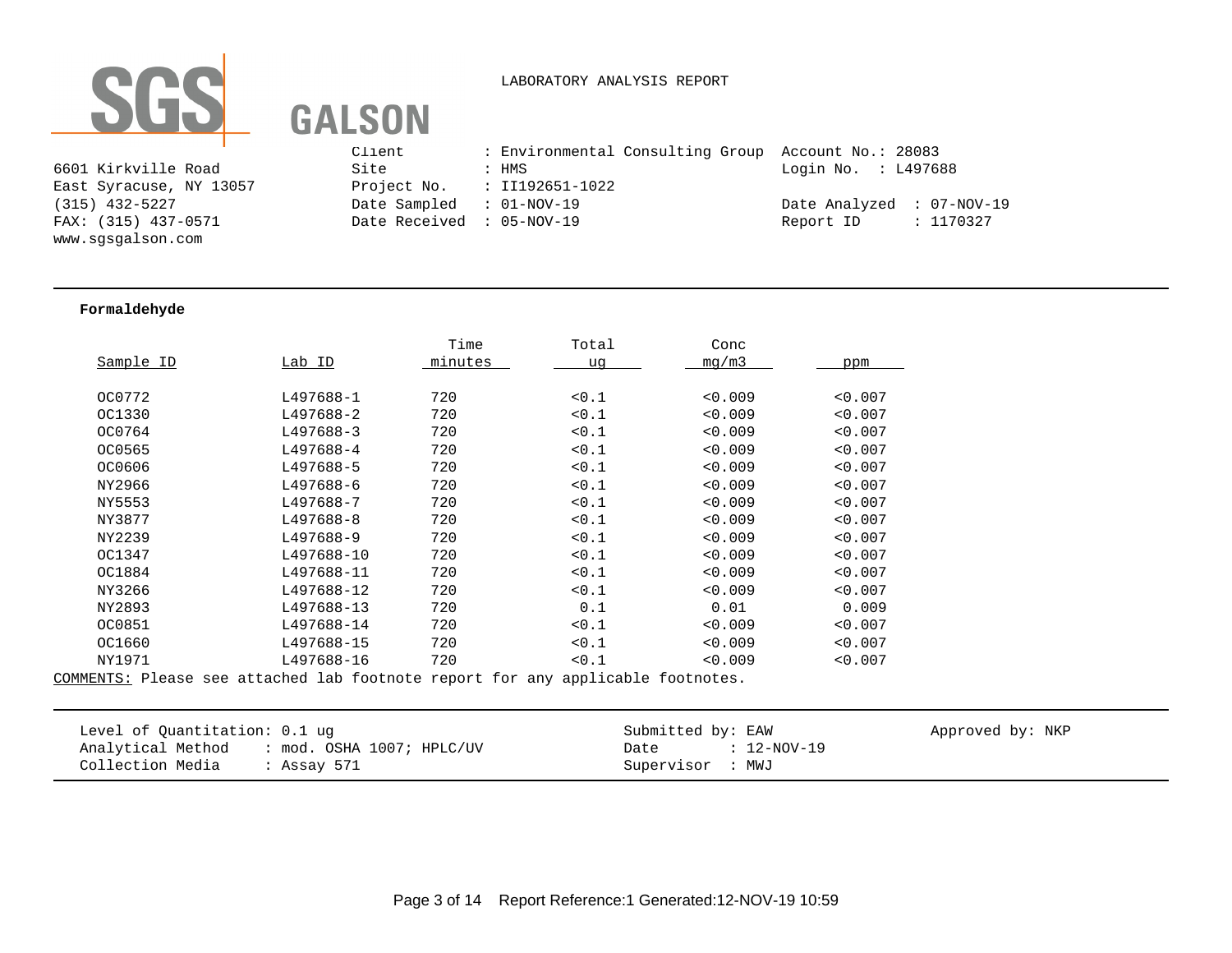SGS GALSON

LABORATORY ANALYSIS REPORT

6601 Kirkville Road
East Syracuse, NY 13057
(315) 432-5227
FAX: (315) 437-0571
www.sgsgalson.com

Client : Environmental Consulting Group
Site : HMS
Project No. : II192651-1022
Date Sampled : 01-NOV-19
Date Received : 05-NOV-19

Account No.: 28083
Login No. : L497688
Date Analyzed : 07-NOV-19
Report ID : 1170327

**Formaldehyde**

| Sample ID | Lab ID | Time minutes | Total ug | Conc mg/m3 | ppm |
|---|---|---|---|---|---|
| OC0772 | L497688-1 | 720 | <0.1 | <0.009 | <0.007 |
| OC1330 | L497688-2 | 720 | <0.1 | <0.009 | <0.007 |
| OC0764 | L497688-3 | 720 | <0.1 | <0.009 | <0.007 |
| OC0565 | L497688-4 | 720 | <0.1 | <0.009 | <0.007 |
| OC0606 | L497688-5 | 720 | <0.1 | <0.009 | <0.007 |
| NY2966 | L497688-6 | 720 | <0.1 | <0.009 | <0.007 |
| NY5553 | L497688-7 | 720 | <0.1 | <0.009 | <0.007 |
| NY3877 | L497688-8 | 720 | <0.1 | <0.009 | <0.007 |
| NY2239 | L497688-9 | 720 | <0.1 | <0.009 | <0.007 |
| OC1347 | L497688-10 | 720 | <0.1 | <0.009 | <0.007 |
| OC1884 | L497688-11 | 720 | <0.1 | <0.009 | <0.007 |
| NY3266 | L497688-12 | 720 | <0.1 | <0.009 | <0.007 |
| NY2893 | L497688-13 | 720 | 0.1 | 0.01 | 0.009 |
| OC0851 | L497688-14 | 720 | <0.1 | <0.009 | <0.007 |
| OC1660 | L497688-15 | 720 | <0.1 | <0.009 | <0.007 |
| NY1971 | L497688-16 | 720 | <0.1 | <0.009 | <0.007 |

COMMENTS: Please see attached lab footnote report for any applicable footnotes.

Level of Quantitation: 0.1 ug
Analytical Method : mod. OSHA 1007; HPLC/UV
Collection Media : Assay 571

Submitted by: EAW
Date : 12-NOV-19
Supervisor : MWJ

Approved by: NKP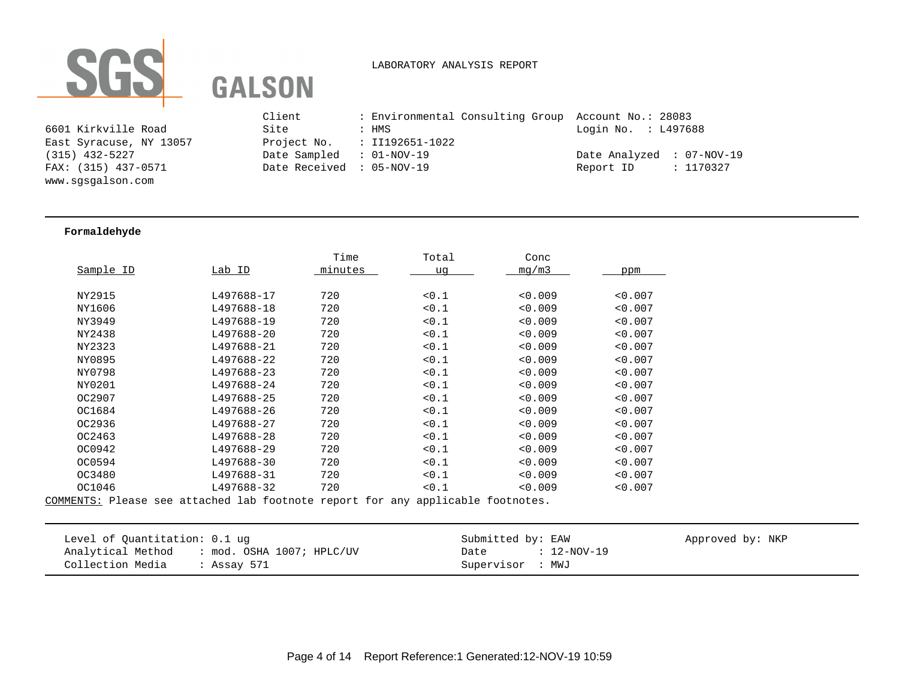SGS GALSON

LABORATORY ANALYSIS REPORT

6601 Kirkville Road
East Syracuse, NY 13057
(315) 432-5227
FAX: (315) 437-0571
www.sgsgalson.com

Client : Environmental Consulting Group
Site : HMS
Project No. : II192651-1022
Date Sampled : 01-NOV-19
Date Received : 05-NOV-19

Account No.: 28083
Login No. : L497688

Date Analyzed : 07-NOV-19
Report ID : 1170327

**Formaldehyde**

| Sample ID | Lab ID | Time minutes | Total ug | Conc mg/m3 | ppm |
|---|---|---|---|---|---|
| NY2915 | L497688-17 | 720 | <0.1 | <0.009 | <0.007 |
| NY1606 | L497688-18 | 720 | <0.1 | <0.009 | <0.007 |
| NY3949 | L497688-19 | 720 | <0.1 | <0.009 | <0.007 |
| NY2438 | L497688-20 | 720 | <0.1 | <0.009 | <0.007 |
| NY2323 | L497688-21 | 720 | <0.1 | <0.009 | <0.007 |
| NY0895 | L497688-22 | 720 | <0.1 | <0.009 | <0.007 |
| NY0798 | L497688-23 | 720 | <0.1 | <0.009 | <0.007 |
| NY0201 | L497688-24 | 720 | <0.1 | <0.009 | <0.007 |
| OC2907 | L497688-25 | 720 | <0.1 | <0.009 | <0.007 |
| OC1684 | L497688-26 | 720 | <0.1 | <0.009 | <0.007 |
| OC2936 | L497688-27 | 720 | <0.1 | <0.009 | <0.007 |
| OC2463 | L497688-28 | 720 | <0.1 | <0.009 | <0.007 |
| OC0942 | L497688-29 | 720 | <0.1 | <0.009 | <0.007 |
| OC0594 | L497688-30 | 720 | <0.1 | <0.009 | <0.007 |
| OC3480 | L497688-31 | 720 | <0.1 | <0.009 | <0.007 |
| OC1046 | L497688-32 | 720 | <0.1 | <0.009 | <0.007 |

COMMENTS: Please see attached lab footnote report for any applicable footnotes.

Level of Quantitation: 0.1 ug
Analytical Method : mod. OSHA 1007; HPLC/UV
Collection Media : Assay 571

Submitted by: EAW
Date : 12-NOV-19
Supervisor : MWJ

Approved by: NKP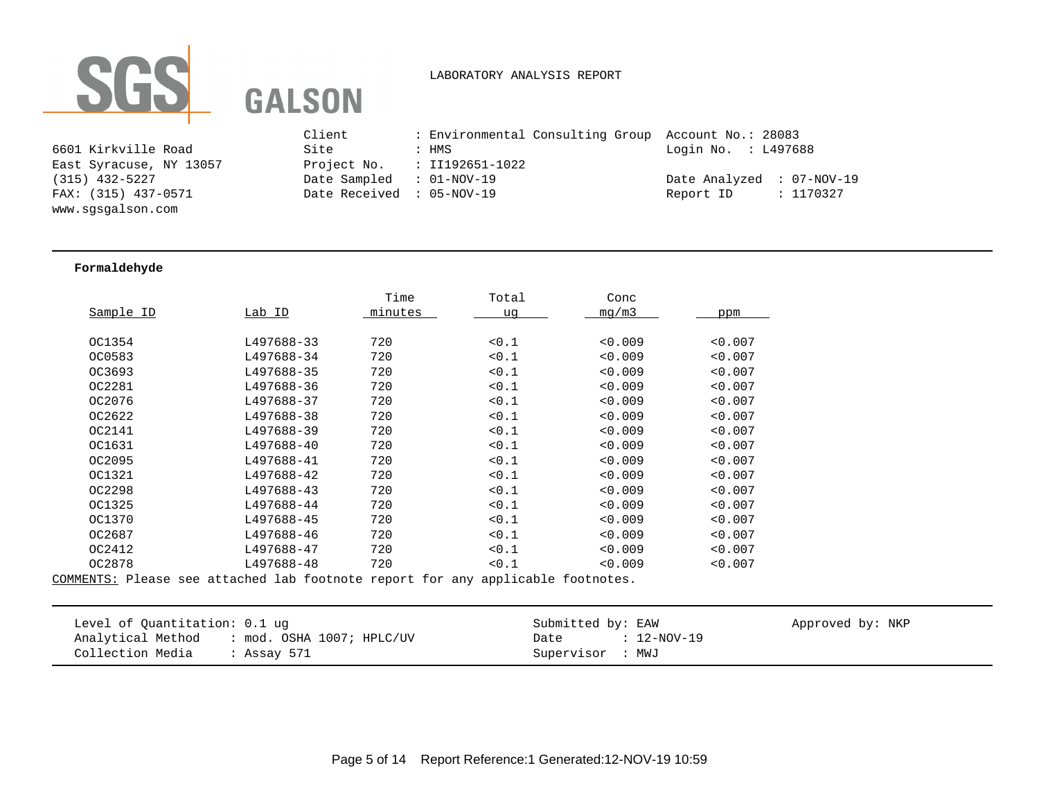SGS GALSON

LABORATORY ANALYSIS REPORT

6601 Kirkville Road
East Syracuse, NY 13057
(315) 432-5227
FAX: (315) 437-0571
www.sgsgalson.com

Client : Environmental Consulting Group
Site : HMS
Project No. : II192651-1022
Date Sampled : 01-NOV-19
Date Received : 05-NOV-19

Account No.: 28083
Login No. : L497688
Date Analyzed : 07-NOV-19
Report ID : 1170327

**Formaldehyde**

| Sample ID | Lab ID | Time minutes | Total ug | Conc mg/m3 | ppm |
|---|---|---|---|---|---|
| OC1354 | L497688-33 | 720 | <0.1 | <0.009 | <0.007 |
| OC0583 | L497688-34 | 720 | <0.1 | <0.009 | <0.007 |
| OC3693 | L497688-35 | 720 | <0.1 | <0.009 | <0.007 |
| OC2281 | L497688-36 | 720 | <0.1 | <0.009 | <0.007 |
| OC2076 | L497688-37 | 720 | <0.1 | <0.009 | <0.007 |
| OC2622 | L497688-38 | 720 | <0.1 | <0.009 | <0.007 |
| OC2141 | L497688-39 | 720 | <0.1 | <0.009 | <0.007 |
| OC1631 | L497688-40 | 720 | <0.1 | <0.009 | <0.007 |
| OC2095 | L497688-41 | 720 | <0.1 | <0.009 | <0.007 |
| OC1321 | L497688-42 | 720 | <0.1 | <0.009 | <0.007 |
| OC2298 | L497688-43 | 720 | <0.1 | <0.009 | <0.007 |
| OC1325 | L497688-44 | 720 | <0.1 | <0.009 | <0.007 |
| OC1370 | L497688-45 | 720 | <0.1 | <0.009 | <0.007 |
| OC2687 | L497688-46 | 720 | <0.1 | <0.009 | <0.007 |
| OC2412 | L497688-47 | 720 | <0.1 | <0.009 | <0.007 |
| OC2878 | L497688-48 | 720 | <0.1 | <0.009 | <0.007 |

COMMENTS: Please see attached lab footnote report for any applicable footnotes.

Level of Quantitation: 0.1 ug
Analytical Method : mod. OSHA 1007; HPLC/UV
Collection Media : Assay 571

Submitted by: EAW
Date : 12-NOV-19
Supervisor : MWJ

Approved by: NKP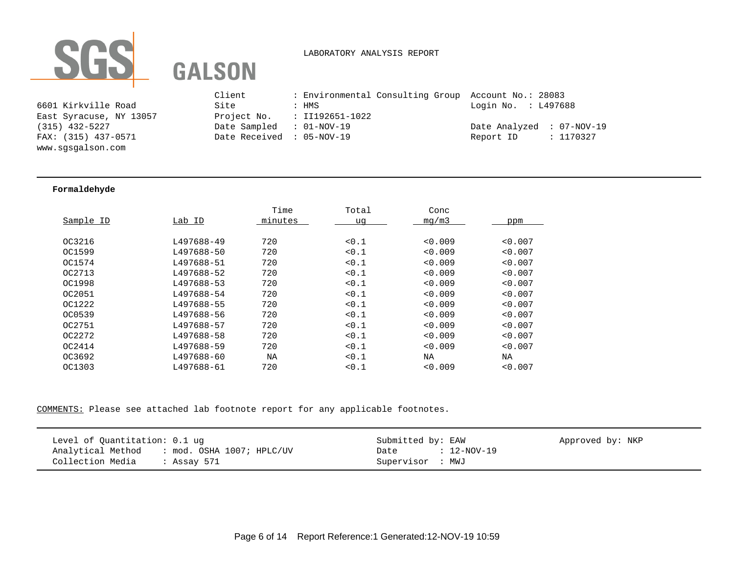SGS GALSON

LABORATORY ANALYSIS REPORT

6601 Kirkville Road
East Syracuse, NY 13057
(315) 432-5227
FAX: (315) 437-0571
www.sgsgalson.com

Client : Environmental Consulting Group
Site : HMS
Project No. : II192651-1022
Date Sampled : 01-NOV-19
Date Received : 05-NOV-19

Account No.: 28083
Login No. : L497688

Date Analyzed : 07-NOV-19
Report ID : 1170327

---

**Formaldehyde**

| Sample ID | Lab ID | Time minutes | Total ug | Conc mg/m3 | ppm |
|---|---|---|---|---|---|
| OC3216 | L497688-49 | 720 | <0.1 | <0.009 | <0.007 |
| OC1599 | L497688-50 | 720 | <0.1 | <0.009 | <0.007 |
| OC1574 | L497688-51 | 720 | <0.1 | <0.009 | <0.007 |
| OC2713 | L497688-52 | 720 | <0.1 | <0.009 | <0.007 |
| OC1998 | L497688-53 | 720 | <0.1 | <0.009 | <0.007 |
| OC2051 | L497688-54 | 720 | <0.1 | <0.009 | <0.007 |
| OC1222 | L497688-55 | 720 | <0.1 | <0.009 | <0.007 |
| OC0539 | L497688-56 | 720 | <0.1 | <0.009 | <0.007 |
| OC2751 | L497688-57 | 720 | <0.1 | <0.009 | <0.007 |
| OC2272 | L497688-58 | 720 | <0.1 | <0.009 | <0.007 |
| OC2414 | L497688-59 | 720 | <0.1 | <0.009 | <0.007 |
| OC3692 | L497688-60 | NA | <0.1 | NA | NA |
| OC1303 | L497688-61 | 720 | <0.1 | <0.009 | <0.007 |

COMMENTS: Please see attached lab footnote report for any applicable footnotes.

---

Level of Quantitation: 0.1 ug
Analytical Method : mod. OSHA 1007; HPLC/UV
Collection Media : Assay 571

Submitted by: EAW
Date : 12-NOV-19
Supervisor : MWJ

Approved by: NKP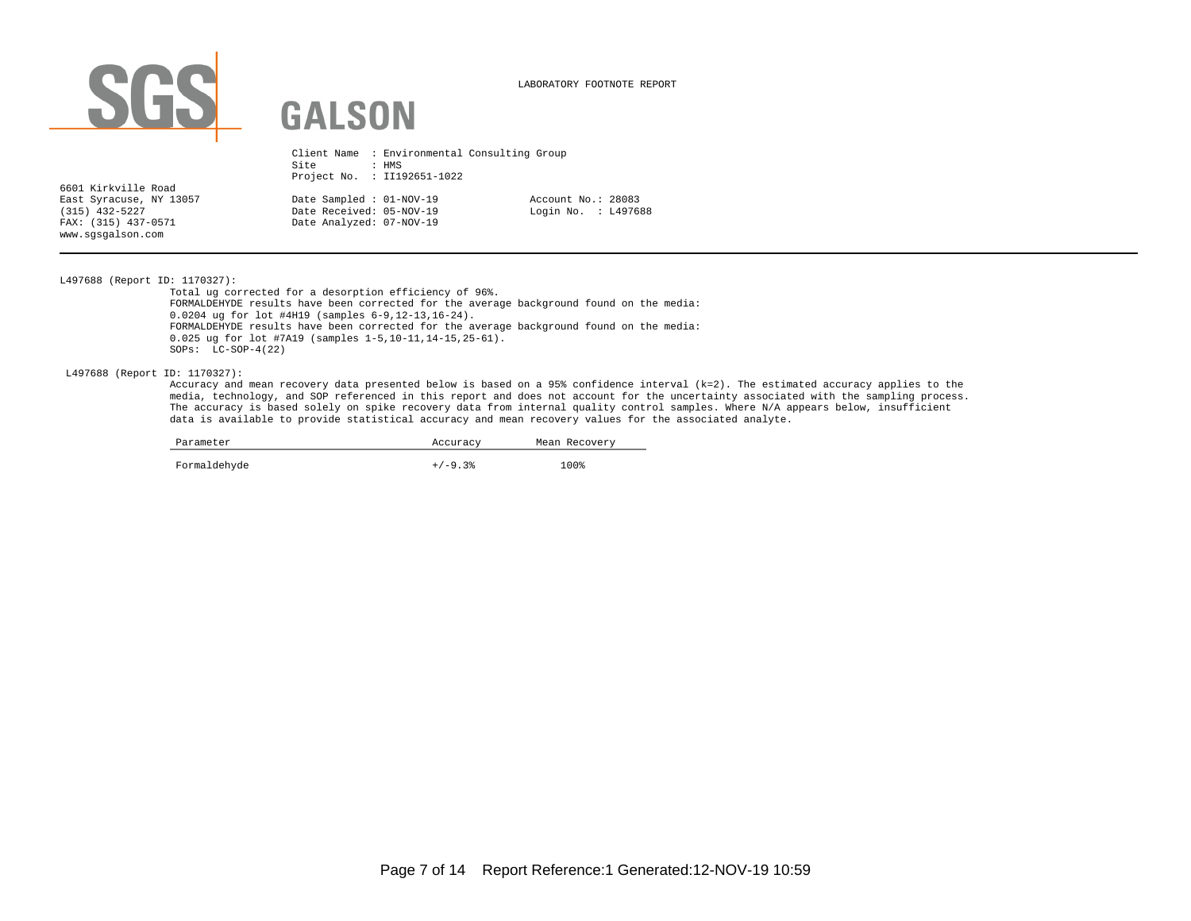SGS GALSON

LABORATORY FOOTNOTE REPORT

6601 Kirkville Road
East Syracuse, NY 13057
(315) 432-5227
FAX: (315) 437-0571
www.sgsgalson.com

Client Name : Environmental Consulting Group
Site : HMS
Project No. : II192651-1022

Date Sampled : 01-NOV-19
Date Received: 05-NOV-19
Date Analyzed: 07-NOV-19

Account No.: 28083
Login No. : L497688

---

L497688 (Report ID: 1170327):

Total ug corrected for a desorption efficiency of 96%.
FORMALDEHYDE results have been corrected for the average background found on the media: 0.0204 ug for lot #4H19 (samples 6-9,12-13,16-24).
FORMALDEHYDE results have been corrected for the average background found on the media: 0.025 ug for lot #7A19 (samples 1-5,10-11,14-15,25-61).
SOPs: LC-SOP-4(22)

L497688 (Report ID: 1170327):

Accuracy and mean recovery data presented below is based on a 95% confidence interval (k=2). The estimated accuracy applies to the media, technology, and SOP referenced in this report and does not account for the uncertainty associated with the sampling process. The accuracy is based solely on spike recovery data from internal quality control samples. Where N/A appears below, insufficient data is available to provide statistical accuracy and mean recovery values for the associated analyte.

| Parameter | Accuracy | Mean Recovery |
|---|---|---|
| Formaldehyde | +/-9.3% | 100% |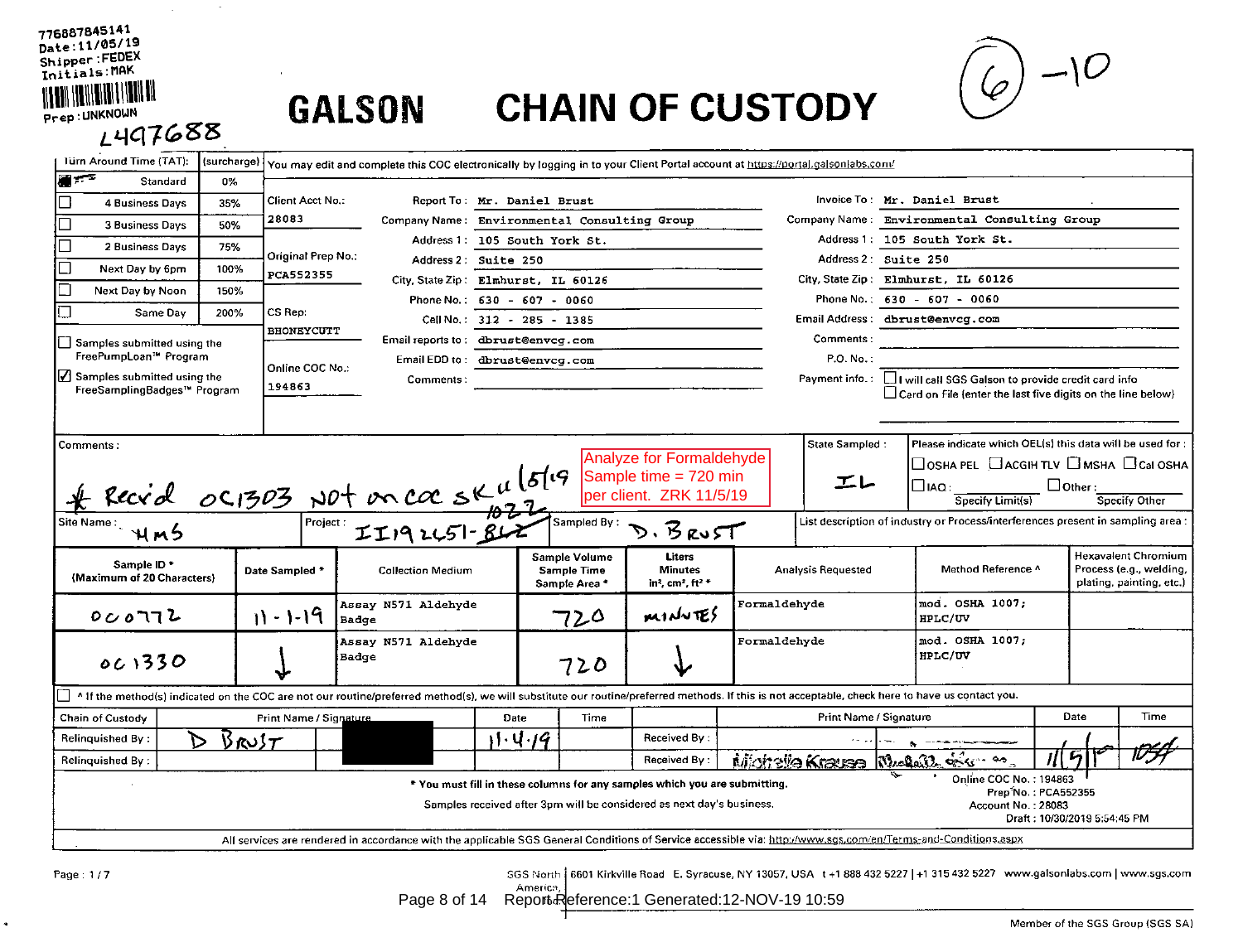776887845141
Date:11/05/19
Shipper:FEDEX
Initials:MAK

Prep:UNKNOWN

L497688

# GALSON CHAIN OF CUSTODY

(6)-10

| Turn Around Time (TAT): | (surcharge) |
|---|---|
| ■ Standard | 0% |
| ☐ 4 Business Days | 35% |
| ☐ 3 Business Days | 50% |
| ☐ 2 Business Days | 75% |
| ☐ Next Day by 6pm | 100% |
| ☐ Next Day by Noon | 150% |
| ☐ Same Day | 200% |

☐ Samples submitted using the FreePumpLoan™ Program

☑ Samples submitted using the FreeSamplingBadges™ Program

You may edit and complete this COC electronically by logging in to your Client Portal account at https://portal.galsonlabs.com/

Client Acct No.: 28083

Original Prep No.: PCA552355

CS Rep: BHONEYCUTT

Online COC No.: 194863

| | |
|---|---|
| Report To : | Mr. Daniel Brust |
| Company Name : | Environmental Consulting Group |
| Address 1 : | 105 South York St. |
| Address 2 : | Suite 250 |
| City, State Zip : | Elmhurst, IL 60126 |
| Phone No. : | 630 - 607 - 0060 |
| Cell No. : | 312 - 285 - 1385 |
| Email reports to : | dbrust@envcg.com |
| Email EDD to : | dbrust@envcg.com |
| Comments : | |

| | |
|---|---|
| Invoice To : | Mr. Daniel Brust |
| Company Name : | Environmental Consulting Group |
| Address 1 : | 105 South York St. |
| Address 2 : | Suite 250 |
| City, State Zip : | Elmhurst, IL 60126 |
| Phone No. : | 630 - 607 - 0060 |
| Email Address : | dbrust@envcg.com |
| Comments : | |
| P.O. No. : | |
| Payment info. : | ☐ I will call SGS Galson to provide credit card info ☐ Card on File (enter the last five digits on the line below) |

Comments: * Rec'd OC1303 not on coc SK 11/5/19

Analyze for Formaldehyde
Sample time = 720 min
per client. ZRK 11/5/19

State Sampled : IL

Please indicate which OEL(s) this data will be used for : ☐ OSHA PEL ☐ ACGIH TLV ☐ MSHA ☐ Cal OSHA ☐ IAQ : ______ ☐ Other : ______ (Specify Limit(s) / Specify Other)

Site Name : HMS

Project : II192651-1022 (812 struck out)

Sampled By : D. Brust

List description of industry or Process/interferences present in sampling area :

| Sample ID * (Maximum of 20 Characters) | Date Sampled * | Collection Medium | Sample Volume / Sample Time / Sample Area * | Liters / Minutes / in², cm², ft² * | Analysis Requested | Method Reference ^ | Hexavalent Chromium Process (e.g., welding, plating, painting, etc.) |
|---|---|---|---|---|---|---|---|
| OC0772 | 11-1-19 | Assay N571 Aldehyde Badge | 720 | minutes | Formaldehyde | mod. OSHA 1007; HPLC/UV | |
| OC1330 | ↓ | Assay N571 Aldehyde Badge | 720 | ↓ | Formaldehyde | mod. OSHA 1007; HPLC/UV | |

☐ ^ If the method(s) indicated on the COC are not our routine/preferred method(s), we will substitute our routine/preferred methods. If this is not acceptable, check here to have us contact you.

| Chain of Custody | Print Name / Signature | Date | Time | | Print Name / Signature | Date | Time |
|---|---|---|---|---|---|---|---|
| Relinquished By : | D Brust | 11-4-19 | | Received By : | | | |
| Relinquished By : | | | | Received By : | Michelle Krause | 11/5/19 | 1054 |

\* You must fill in these columns for any samples which you are submitting.

Samples received after 3pm will be considered as next day's business.

Online COC No. : 194863
Prep No. : PCA552355
Account No. : 28083
Draft : 10/30/2019 5:54:45 PM

All services are rendered in accordance with the applicable SGS General Conditions of Service accessible via: http://www.sgs.com/en/Terms-and-Conditions.aspx

Page : 1 / 7

SGS North America | 6601 Kirkville Road E. Syracuse, NY 13057, USA t +1 888 432 5227 | +1 315 432 5227 www.galsonlabs.com | www.sgs.com

Report Reference:1 Generated:12-NOV-19 10:59

Member of the SGS Group (SGS SA)